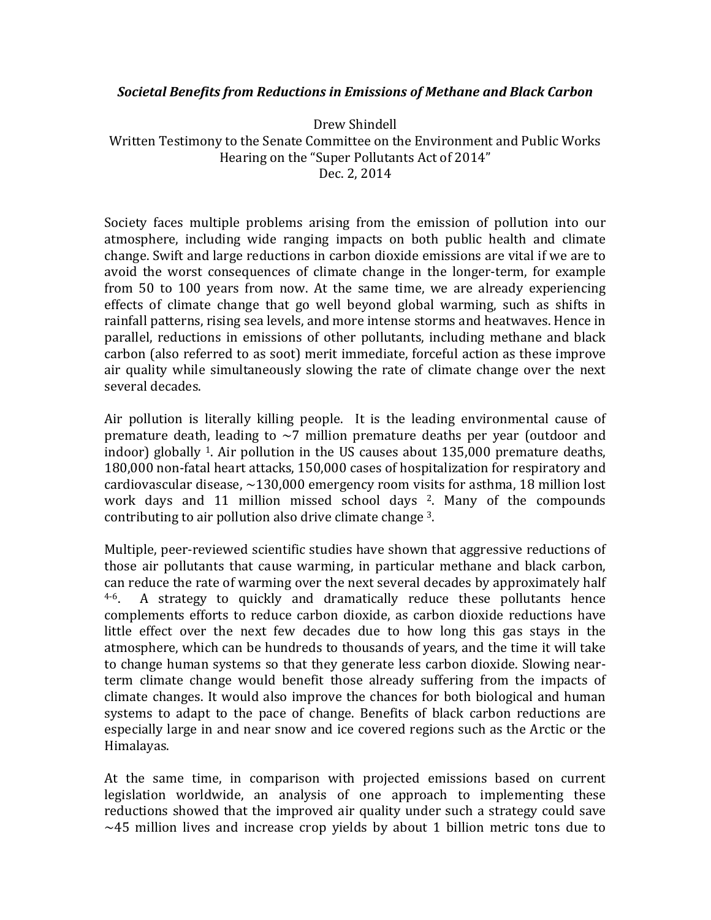***Societal Benefits from Reductions in Emissions of Methane and Black Carbon***

Drew Shindell
Written Testimony to the Senate Committee on the Environment and Public Works
Hearing on the "Super Pollutants Act of 2014"
Dec. 2, 2014

Society faces multiple problems arising from the emission of pollution into our atmosphere, including wide ranging impacts on both public health and climate change. Swift and large reductions in carbon dioxide emissions are vital if we are to avoid the worst consequences of climate change in the longer-term, for example from 50 to 100 years from now. At the same time, we are already experiencing effects of climate change that go well beyond global warming, such as shifts in rainfall patterns, rising sea levels, and more intense storms and heatwaves. Hence in parallel, reductions in emissions of other pollutants, including methane and black carbon (also referred to as soot) merit immediate, forceful action as these improve air quality while simultaneously slowing the rate of climate change over the next several decades.

Air pollution is literally killing people. It is the leading environmental cause of premature death, leading to ~7 million premature deaths per year (outdoor and indoor) globally [1]. Air pollution in the US causes about 135,000 premature deaths, 180,000 non-fatal heart attacks, 150,000 cases of hospitalization for respiratory and cardiovascular disease, ~130,000 emergency room visits for asthma, 18 million lost work days and 11 million missed school days [2]. Many of the compounds contributing to air pollution also drive climate change [3].

Multiple, peer-reviewed scientific studies have shown that aggressive reductions of those air pollutants that cause warming, in particular methane and black carbon, can reduce the rate of warming over the next several decades by approximately half [4-6]. A strategy to quickly and dramatically reduce these pollutants hence complements efforts to reduce carbon dioxide, as carbon dioxide reductions have little effect over the next few decades due to how long this gas stays in the atmosphere, which can be hundreds to thousands of years, and the time it will take to change human systems so that they generate less carbon dioxide. Slowing near-term climate change would benefit those already suffering from the impacts of climate changes. It would also improve the chances for both biological and human systems to adapt to the pace of change. Benefits of black carbon reductions are especially large in and near snow and ice covered regions such as the Arctic or the Himalayas.

At the same time, in comparison with projected emissions based on current legislation worldwide, an analysis of one approach to implementing these reductions showed that the improved air quality under such a strategy could save ~45 million lives and increase crop yields by about 1 billion metric tons due to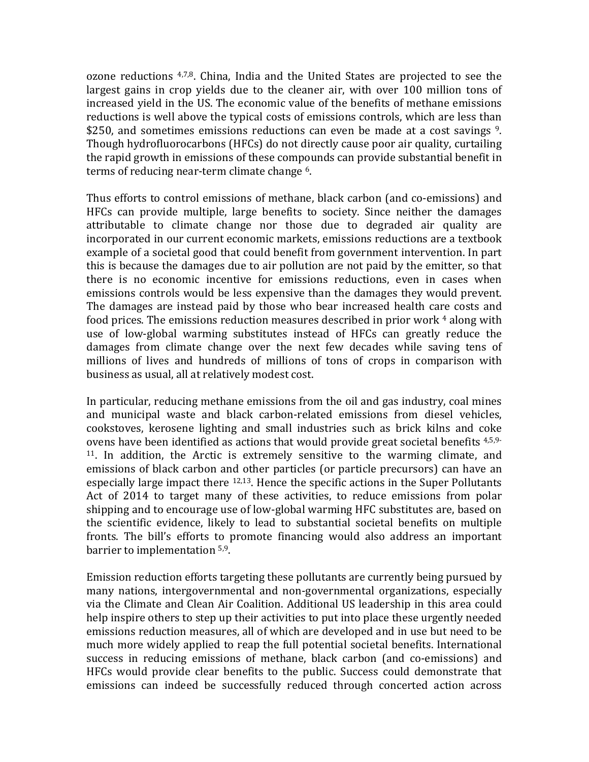ozone reductions [4,7,8]. China, India and the United States are projected to see the largest gains in crop yields due to the cleaner air, with over 100 million tons of increased yield in the US. The economic value of the benefits of methane emissions reductions is well above the typical costs of emissions controls, which are less than $250, and sometimes emissions reductions can even be made at a cost savings [9]. Though hydrofluorocarbons (HFCs) do not directly cause poor air quality, curtailing the rapid growth in emissions of these compounds can provide substantial benefit in terms of reducing near-term climate change [6].

Thus efforts to control emissions of methane, black carbon (and co-emissions) and HFCs can provide multiple, large benefits to society. Since neither the damages attributable to climate change nor those due to degraded air quality are incorporated in our current economic markets, emissions reductions are a textbook example of a societal good that could benefit from government intervention. In part this is because the damages due to air pollution are not paid by the emitter, so that there is no economic incentive for emissions reductions, even in cases when emissions controls would be less expensive than the damages they would prevent. The damages are instead paid by those who bear increased health care costs and food prices. The emissions reduction measures described in prior work [4] along with use of low-global warming substitutes instead of HFCs can greatly reduce the damages from climate change over the next few decades while saving tens of millions of lives and hundreds of millions of tons of crops in comparison with business as usual, all at relatively modest cost.

In particular, reducing methane emissions from the oil and gas industry, coal mines and municipal waste and black carbon-related emissions from diesel vehicles, cookstoves, kerosene lighting and small industries such as brick kilns and coke ovens have been identified as actions that would provide great societal benefits [4,5,9-11]. In addition, the Arctic is extremely sensitive to the warming climate, and emissions of black carbon and other particles (or particle precursors) can have an especially large impact there [12,13]. Hence the specific actions in the Super Pollutants Act of 2014 to target many of these activities, to reduce emissions from polar shipping and to encourage use of low-global warming HFC substitutes are, based on the scientific evidence, likely to lead to substantial societal benefits on multiple fronts. The bill's efforts to promote financing would also address an important barrier to implementation [5,9].

Emission reduction efforts targeting these pollutants are currently being pursued by many nations, intergovernmental and non-governmental organizations, especially via the Climate and Clean Air Coalition. Additional US leadership in this area could help inspire others to step up their activities to put into place these urgently needed emissions reduction measures, all of which are developed and in use but need to be much more widely applied to reap the full potential societal benefits. International success in reducing emissions of methane, black carbon (and co-emissions) and HFCs would provide clear benefits to the public. Success could demonstrate that emissions can indeed be successfully reduced through concerted action across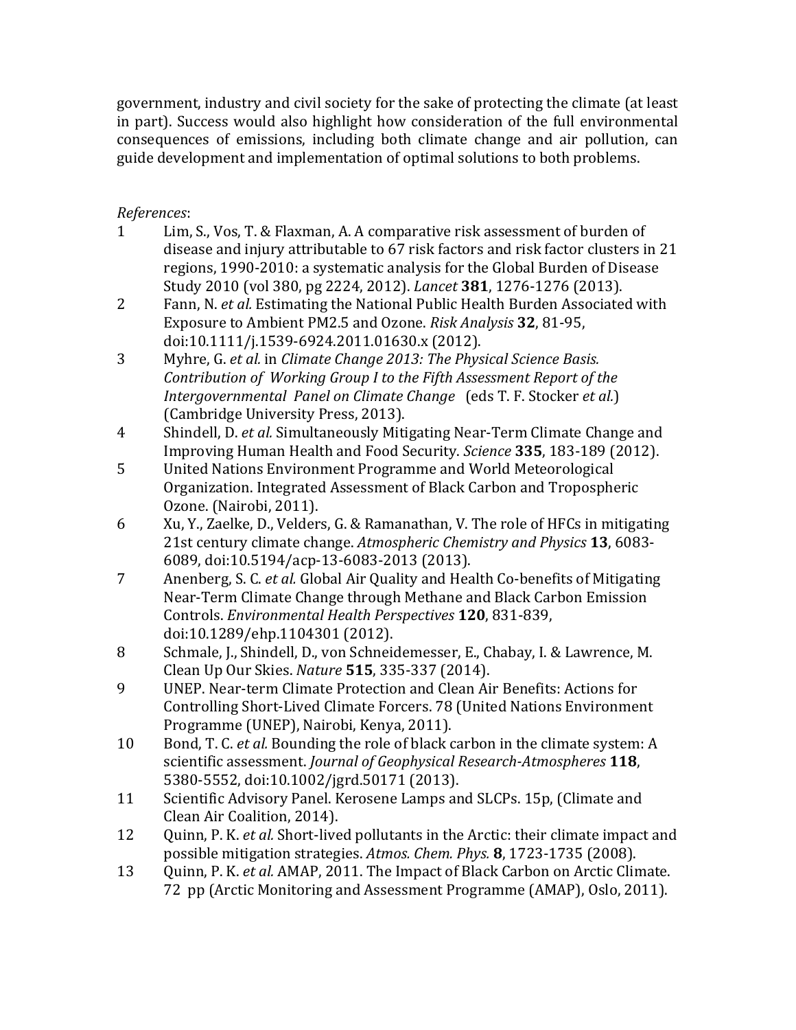government, industry and civil society for the sake of protecting the climate (at least in part). Success would also highlight how consideration of the full environmental consequences of emissions, including both climate change and air pollution, can guide development and implementation of optimal solutions to both problems.

*References*:

1. Lim, S., Vos, T. & Flaxman, A. A comparative risk assessment of burden of disease and injury attributable to 67 risk factors and risk factor clusters in 21 regions, 1990-2010: a systematic analysis for the Global Burden of Disease Study 2010 (vol 380, pg 2224, 2012). *Lancet* **381**, 1276-1276 (2013).
2. Fann, N. *et al.* Estimating the National Public Health Burden Associated with Exposure to Ambient PM2.5 and Ozone. *Risk Analysis* **32**, 81-95, doi:10.1111/j.1539-6924.2011.01630.x (2012).
3. Myhre, G. *et al.* in *Climate Change 2013: The Physical Science Basis. Contribution of Working Group I to the Fifth Assessment Report of the Intergovernmental Panel on Climate Change* (eds T. F. Stocker *et al.*) (Cambridge University Press, 2013).
4. Shindell, D. *et al.* Simultaneously Mitigating Near-Term Climate Change and Improving Human Health and Food Security. *Science* **335**, 183-189 (2012).
5. United Nations Environment Programme and World Meteorological Organization. Integrated Assessment of Black Carbon and Tropospheric Ozone. (Nairobi, 2011).
6. Xu, Y., Zaelke, D., Velders, G. & Ramanathan, V. The role of HFCs in mitigating 21st century climate change. *Atmospheric Chemistry and Physics* **13**, 6083-6089, doi:10.5194/acp-13-6083-2013 (2013).
7. Anenberg, S. C. *et al.* Global Air Quality and Health Co-benefits of Mitigating Near-Term Climate Change through Methane and Black Carbon Emission Controls. *Environmental Health Perspectives* **120**, 831-839, doi:10.1289/ehp.1104301 (2012).
8. Schmale, J., Shindell, D., von Schneidemesser, E., Chabay, I. & Lawrence, M. Clean Up Our Skies. *Nature* **515**, 335-337 (2014).
9. UNEP. Near-term Climate Protection and Clean Air Benefits: Actions for Controlling Short-Lived Climate Forcers. 78 (United Nations Environment Programme (UNEP), Nairobi, Kenya, 2011).
10. Bond, T. C. *et al.* Bounding the role of black carbon in the climate system: A scientific assessment. *Journal of Geophysical Research-Atmospheres* **118**, 5380-5552, doi:10.1002/jgrd.50171 (2013).
11. Scientific Advisory Panel. Kerosene Lamps and SLCPs. 15p, (Climate and Clean Air Coalition, 2014).
12. Quinn, P. K. *et al.* Short-lived pollutants in the Arctic: their climate impact and possible mitigation strategies. *Atmos. Chem. Phys.* **8**, 1723-1735 (2008).
13. Quinn, P. K. *et al.* AMAP, 2011. The Impact of Black Carbon on Arctic Climate. 72 pp (Arctic Monitoring and Assessment Programme (AMAP), Oslo, 2011).